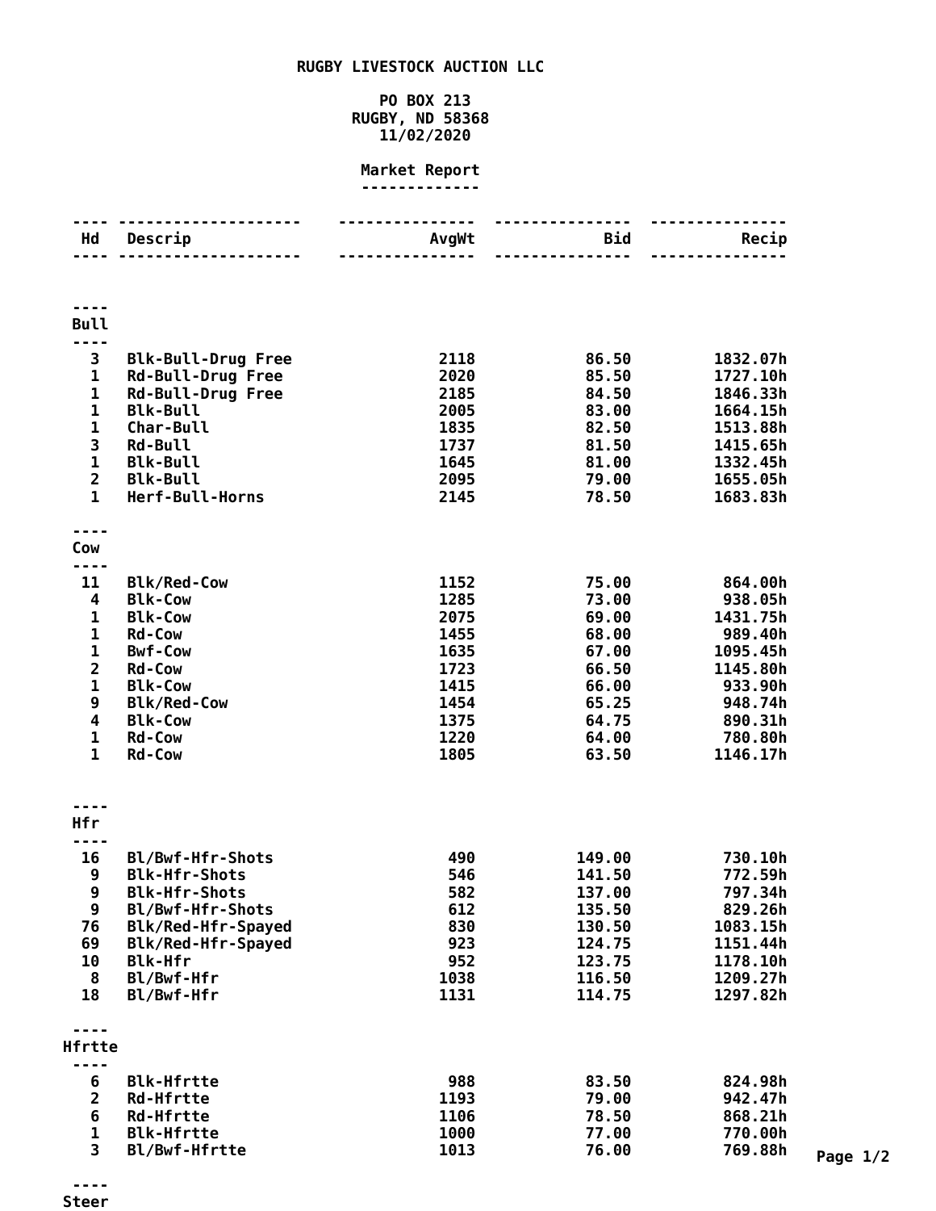# RUGBY LIVESTOCK AUCTION LLC

PO BOX 213
RUGBY, ND 58368
11/02/2020

## Market Report

| Hd | Descrip | AvgWt | Bid | Recip |
|---|---|---|---|---|
| **Bull** | | | | |
| 3 | Blk-Bull-Drug Free | 2118 | 86.50 | 1832.07h |
| 1 | Rd-Bull-Drug Free | 2020 | 85.50 | 1727.10h |
| 1 | Rd-Bull-Drug Free | 2185 | 84.50 | 1846.33h |
| 1 | Blk-Bull | 2005 | 83.00 | 1664.15h |
| 1 | Char-Bull | 1835 | 82.50 | 1513.88h |
| 3 | Rd-Bull | 1737 | 81.50 | 1415.65h |
| 1 | Blk-Bull | 1645 | 81.00 | 1332.45h |
| 2 | Blk-Bull | 2095 | 79.00 | 1655.05h |
| 1 | Herf-Bull-Horns | 2145 | 78.50 | 1683.83h |
| **Cow** | | | | |
| 11 | Blk/Red-Cow | 1152 | 75.00 | 864.00h |
| 4 | Blk-Cow | 1285 | 73.00 | 938.05h |
| 1 | Blk-Cow | 2075 | 69.00 | 1431.75h |
| 1 | Rd-Cow | 1455 | 68.00 | 989.40h |
| 1 | Bwf-Cow | 1635 | 67.00 | 1095.45h |
| 2 | Rd-Cow | 1723 | 66.50 | 1145.80h |
| 1 | Blk-Cow | 1415 | 66.00 | 933.90h |
| 9 | Blk/Red-Cow | 1454 | 65.25 | 948.74h |
| 4 | Blk-Cow | 1375 | 64.75 | 890.31h |
| 1 | Rd-Cow | 1220 | 64.00 | 780.80h |
| 1 | Rd-Cow | 1805 | 63.50 | 1146.17h |
| **Hfr** | | | | |
| 16 | Bl/Bwf-Hfr-Shots | 490 | 149.00 | 730.10h |
| 9 | Blk-Hfr-Shots | 546 | 141.50 | 772.59h |
| 9 | Blk-Hfr-Shots | 582 | 137.00 | 797.34h |
| 9 | Bl/Bwf-Hfr-Shots | 612 | 135.50 | 829.26h |
| 76 | Blk/Red-Hfr-Spayed | 830 | 130.50 | 1083.15h |
| 69 | Blk/Red-Hfr-Spayed | 923 | 124.75 | 1151.44h |
| 10 | Blk-Hfr | 952 | 123.75 | 1178.10h |
| 8 | Bl/Bwf-Hfr | 1038 | 116.50 | 1209.27h |
| 18 | Bl/Bwf-Hfr | 1131 | 114.75 | 1297.82h |
| **Hfrtte** | | | | |
| 6 | Blk-Hfrtte | 988 | 83.50 | 824.98h |
| 2 | Rd-Hfrtte | 1193 | 79.00 | 942.47h |
| 6 | Rd-Hfrtte | 1106 | 78.50 | 868.21h |
| 1 | Blk-Hfrtte | 1000 | 77.00 | 770.00h |
| 3 | Bl/Bwf-Hfrtte | 1013 | 76.00 | 769.88h |

**Steer**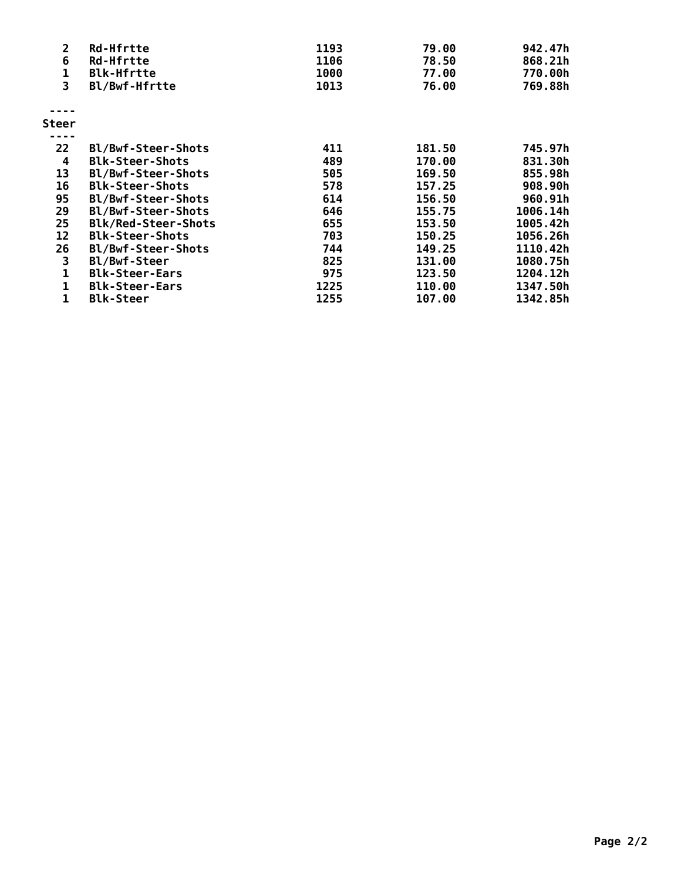| | | | | |
|---|---|---|---|---|
| 2 | Rd-Hfrtte | 1193 | 79.00 | 942.47h |
| 6 | Rd-Hfrtte | 1106 | 78.50 | 868.21h |
| 1 | Blk-Hfrtte | 1000 | 77.00 | 770.00h |
| 3 | Bl/Bwf-Hfrtte | 1013 | 76.00 | 769.88h |

----
**Steer**
----

| | | | | |
|---|---|---|---|---|
| 22 | Bl/Bwf-Steer-Shots | 411 | 181.50 | 745.97h |
| 4 | Blk-Steer-Shots | 489 | 170.00 | 831.30h |
| 13 | Bl/Bwf-Steer-Shots | 505 | 169.50 | 855.98h |
| 16 | Blk-Steer-Shots | 578 | 157.25 | 908.90h |
| 95 | Bl/Bwf-Steer-Shots | 614 | 156.50 | 960.91h |
| 29 | Bl/Bwf-Steer-Shots | 646 | 155.75 | 1006.14h |
| 25 | Blk/Red-Steer-Shots | 655 | 153.50 | 1005.42h |
| 12 | Blk-Steer-Shots | 703 | 150.25 | 1056.26h |
| 26 | Bl/Bwf-Steer-Shots | 744 | 149.25 | 1110.42h |
| 3 | Bl/Bwf-Steer | 825 | 131.00 | 1080.75h |
| 1 | Blk-Steer-Ears | 975 | 123.50 | 1204.12h |
| 1 | Blk-Steer-Ears | 1225 | 110.00 | 1347.50h |
| 1 | Blk-Steer | 1255 | 107.00 | 1342.85h |